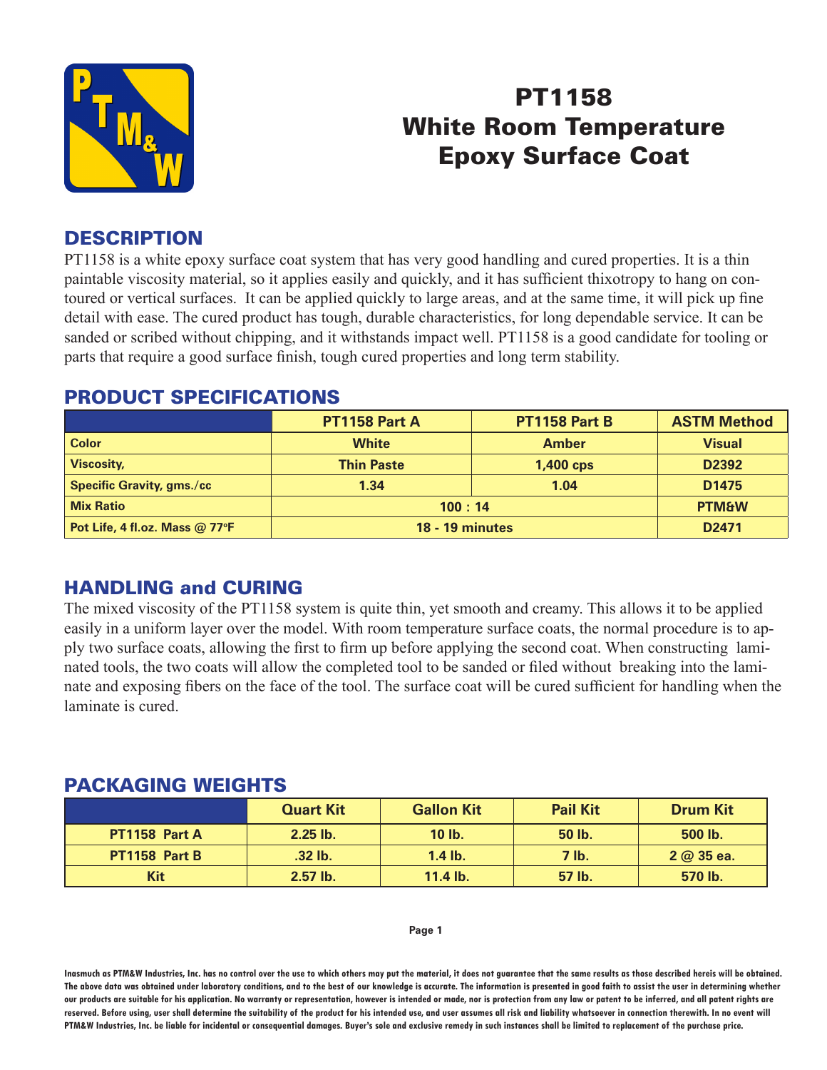# PT1158 White Room Temperature Epoxy Surface Coat

## DESCRIPTION

PT1158 is a white epoxy surface coat system that has very good handling and cured properties. It is a thin paintable viscosity material, so it applies easily and quickly, and it has sufficient thixotropy to hang on contoured or vertical surfaces. It can be applied quickly to large areas, and at the same time, it will pick up fine detail with ease. The cured product has tough, durable characteristics, for long dependable service. It can be sanded or scribed without chipping, and it withstands impact well. PT1158 is a good candidate for tooling or parts that require a good surface finish, tough cured properties and long term stability.

## PRODUCT SPECIFICATIONS

| | PT1158 Part A | PT1158 Part B | ASTM Method |
|---|---|---|---|
| Color | White | Amber | Visual |
| Viscosity, | Thin Paste | 1,400 cps | D2392 |
| Specific Gravity, gms./cc | 1.34 | 1.04 | D1475 |
| Mix Ratio | 100 : 14 | | PTM&W |
| Pot Life, 4 fl.oz. Mass @ 77°F | 18 - 19 minutes | | D2471 |

## HANDLING and CURING

The mixed viscosity of the PT1158 system is quite thin, yet smooth and creamy. This allows it to be applied easily in a uniform layer over the model. With room temperature surface coats, the normal procedure is to apply two surface coats, allowing the first to firm up before applying the second coat. When constructing laminated tools, the two coats will allow the completed tool to be sanded or filed without breaking into the laminate and exposing fibers on the face of the tool. The surface coat will be cured sufficient for handling when the laminate is cured.

## PACKAGING WEIGHTS

| | Quart Kit | Gallon Kit | Pail Kit | Drum Kit |
|---|---|---|---|---|
| PT1158 Part A | 2.25 lb. | 10 lb. | 50 lb. | 500 lb. |
| PT1158 Part B | .32 lb. | 1.4 lb. | 7 lb. | 2 @ 35 ea. |
| Kit | 2.57 lb. | 11.4 lb. | 57 lb. | 570 lb. |

Inasmuch as PTM&W Industries, Inc. has no control over the use to which others may put the material, it does not guarantee that the same results as those described hereis will be obtained. The above data was obtained under laboratory conditions, and to the best of our knowledge is accurate. The information is presented in good faith to assist the user in determining whether our products are suitable for his application. No warranty or representation, however is intended or made, nor is protection from any law or patent to be inferred, and all patent rights are reserved. Before using, user shall determine the suitability of the product for his intended use, and user assumes all risk and liability whatsoever in connection therewith. In no event will PTM&W Industries, Inc. be liable for incidental or consequential damages. Buyer's sole and exclusive remedy in such instances shall be limited to replacement of the purchase price.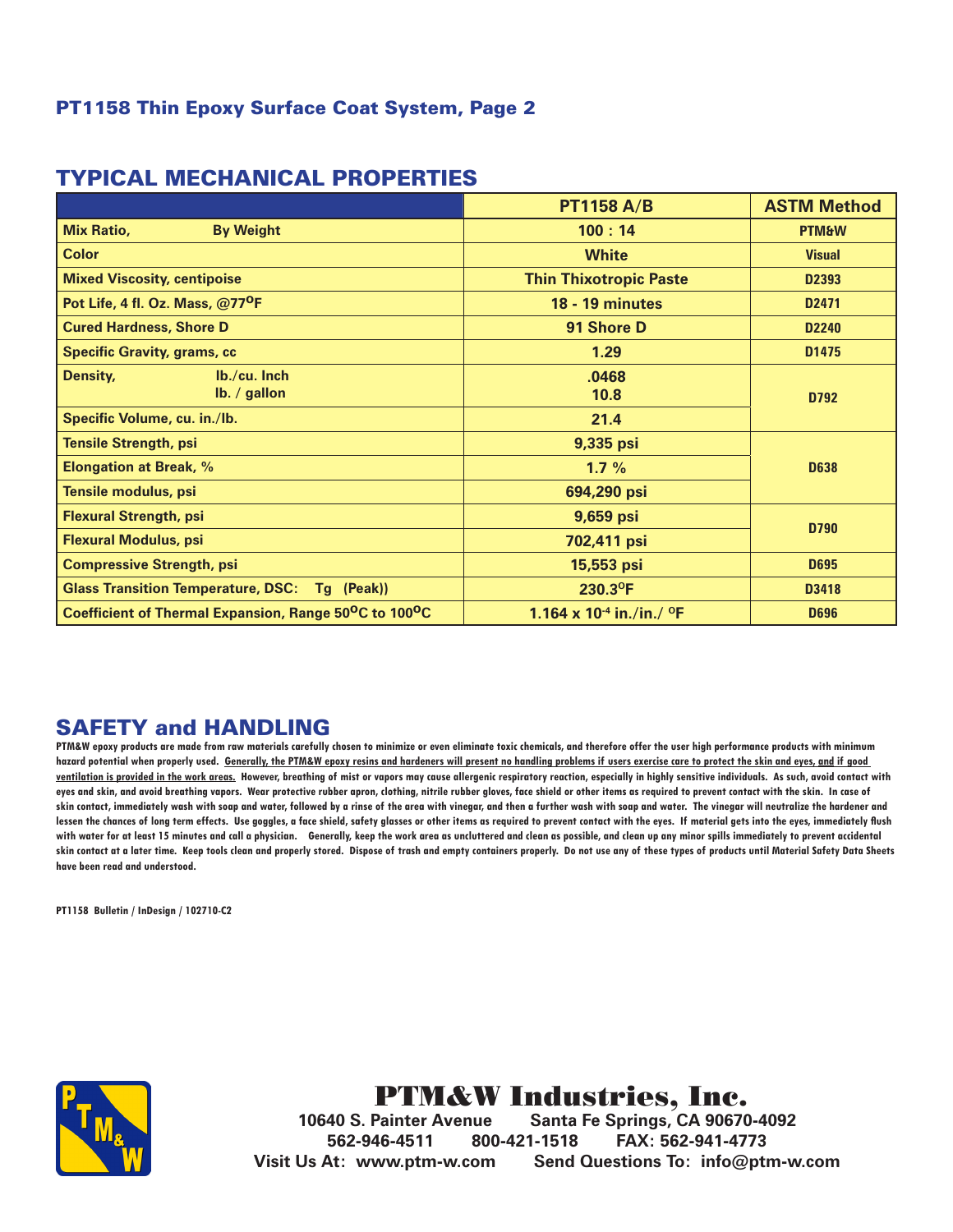## PT1158 Thin Epoxy Surface Coat System, Page 2

## TYPICAL MECHANICAL PROPERTIES

| | PT1158 A/B | ASTM Method |
|---|---|---|
| **Mix Ratio, By Weight** | **100 : 14** | **PTM&W** |
| **Color** | **White** | **Visual** |
| **Mixed Viscosity, centipoise** | **Thin Thixotropic Paste** | **D2393** |
| **Pot Life, 4 fl. Oz. Mass, @77°F** | **18 - 19 minutes** | **D2471** |
| **Cured Hardness, Shore D** | **91 Shore D** | **D2240** |
| **Specific Gravity, grams, cc** | **1.29** | **D1475** |
| **Density, lb./cu. Inch** | **.0468** | **D792** |
| **Density, lb. / gallon** | **10.8** | **D792** |
| **Specific Volume, cu. in./lb.** | **21.4** | **D792** |
| **Tensile Strength, psi** | **9,335 psi** | **D638** |
| **Elongation at Break, %** | **1.7 %** | **D638** |
| **Tensile modulus, psi** | **694,290 psi** | **D638** |
| **Flexural Strength, psi** | **9,659 psi** | **D790** |
| **Flexural Modulus, psi** | **702,411 psi** | **D790** |
| **Compressive Strength, psi** | **15,553 psi** | **D695** |
| **Glass Transition Temperature, DSC: Tg (Peak))** | **230.3°F** | **D3418** |
| **Coefficient of Thermal Expansion, Range 50°C to 100°C** | **$1.164 \times 10^{-4}$ in./in./ °F** | **D696** |

## SAFETY and HANDLING

PTM&W epoxy products are made from raw materials carefully chosen to minimize or even eliminate toxic chemicals, and therefore offer the user high performance products with minimum hazard potential when properly used. Generally, the PTM&W epoxy resins and hardeners will present no handling problems if users exercise care to protect the skin and eyes, and if good ventilation is provided in the work areas. However, breathing of mist or vapors may cause allergenic respiratory reaction, especially in highly sensitive individuals. As such, avoid contact with eyes and skin, and avoid breathing vapors. Wear protective rubber apron, clothing, nitrile rubber gloves, face shield or other items as required to prevent contact with the skin. In case of skin contact, immediately wash with soap and water, followed by a rinse of the area with vinegar, and then a further wash with soap and water. The vinegar will neutralize the hardener and lessen the chances of long term effects. Use goggles, a face shield, safety glasses or other items as required to prevent contact with the eyes. If material gets into the eyes, immediately flush with water for at least 15 minutes and call a physician. Generally, keep the work area as uncluttered and clean as possible, and clean up any minor spills immediately to prevent accidental skin contact at a later time. Keep tools clean and properly stored. Dispose of trash and empty containers properly. Do not use any of these types of products until Material Safety Data Sheets have been read and understood.

PT1158 Bulletin / InDesign / 102710-C2

**PTM&W Industries, Inc.**
10640 S. Painter Avenue Santa Fe Springs, CA 90670-4092
562-946-4511 800-421-1518 FAX: 562-941-4773
Visit Us At: www.ptm-w.com Send Questions To: info@ptm-w.com